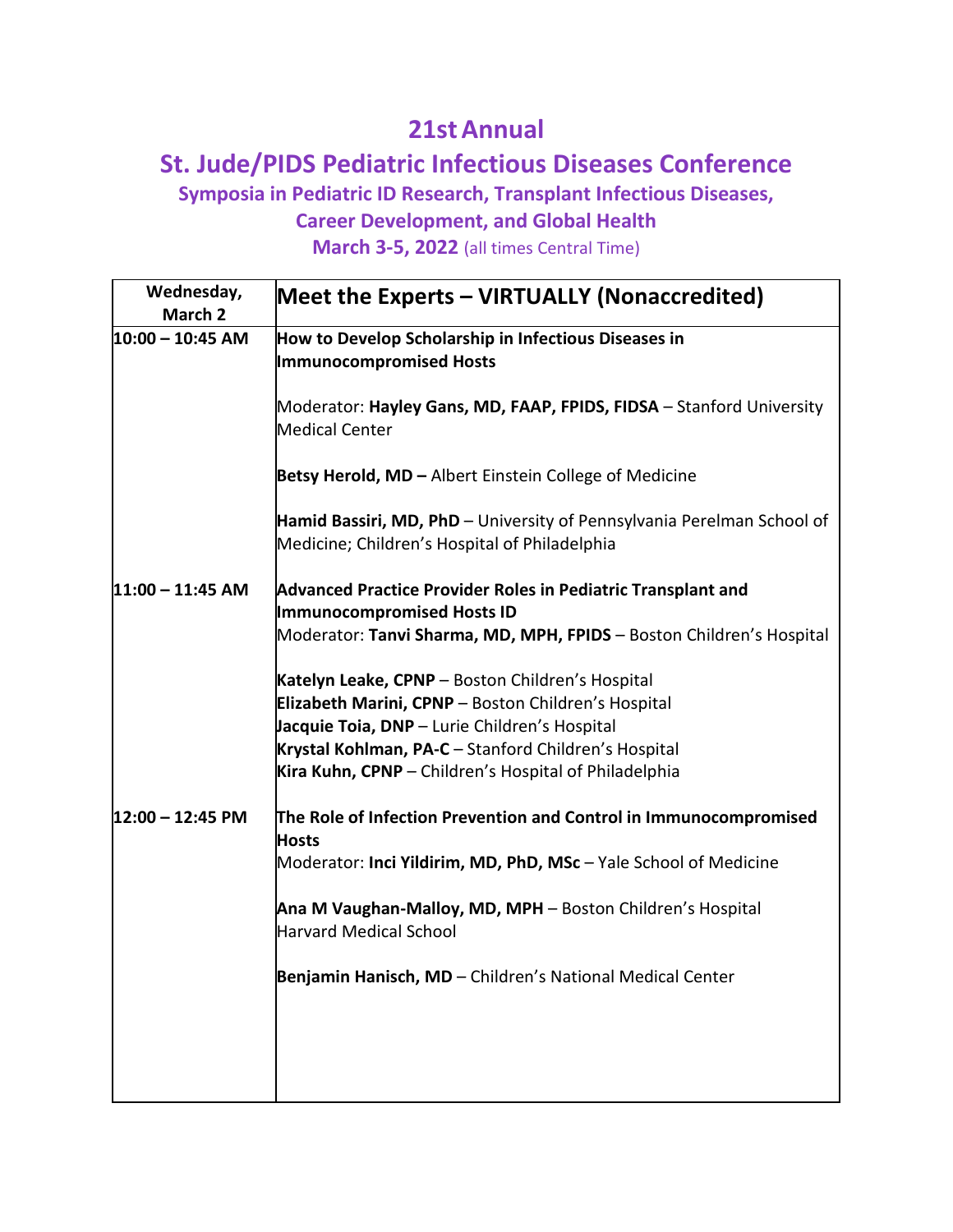# 21st Annual

## St. Jude/PIDS Pediatric Infectious Diseases Conference

### Symposia in Pediatric ID Research, Transplant Infectious Diseases, Career Development, and Global Health

**March 3-5, 2022** (all times Central Time)

| Wednesday, March 2 | Meet the Experts – VIRTUALLY (Nonaccredited) |
|---|---|
| 10:00 – 10:45 AM | **How to Develop Scholarship in Infectious Diseases in Immunocompromised Hosts**<br><br>Moderator: **Hayley Gans, MD, FAAP, FPIDS, FIDSA** – Stanford University Medical Center<br><br>**Betsy Herold, MD –** Albert Einstein College of Medicine<br><br>**Hamid Bassiri, MD, PhD** – University of Pennsylvania Perelman School of Medicine; Children's Hospital of Philadelphia |
| 11:00 – 11:45 AM | **Advanced Practice Provider Roles in Pediatric Transplant and Immunocompromised Hosts ID**<br>Moderator: **Tanvi Sharma, MD, MPH, FPIDS** – Boston Children's Hospital<br><br>**Katelyn Leake, CPNP** – Boston Children's Hospital<br>**Elizabeth Marini, CPNP** – Boston Children's Hospital<br>**Jacquie Toia, DNP** – Lurie Children's Hospital<br>**Krystal Kohlman, PA-C** – Stanford Children's Hospital<br>**Kira Kuhn, CPNP** – Children's Hospital of Philadelphia |
| 12:00 – 12:45 PM | **The Role of Infection Prevention and Control in Immunocompromised Hosts**<br>Moderator: **Inci Yildirim, MD, PhD, MSc** – Yale School of Medicine<br><br>**Ana M Vaughan-Malloy, MD, MPH** – Boston Children's Hospital Harvard Medical School<br><br>**Benjamin Hanisch, MD** – Children's National Medical Center |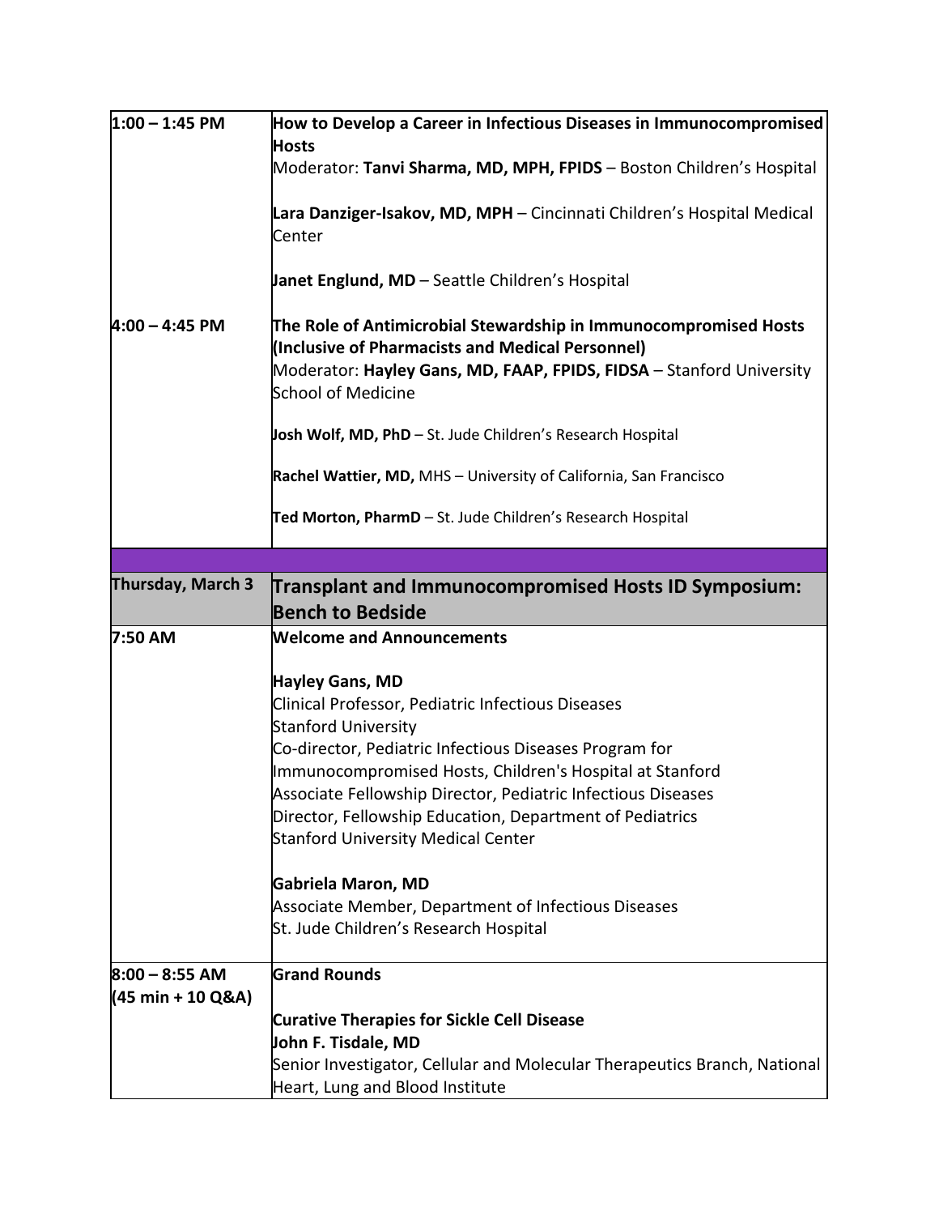| | |
|---|---|
| **1:00 – 1:45 PM** | **How to Develop a Career in Infectious Diseases in Immunocompromised Hosts**<br>Moderator: **Tanvi Sharma, MD, MPH, FPIDS** – Boston Children's Hospital<br><br>**Lara Danziger-Isakov, MD, MPH** – Cincinnati Children's Hospital Medical Center<br><br>**Janet Englund, MD** – Seattle Children's Hospital |
| **4:00 – 4:45 PM** | **The Role of Antimicrobial Stewardship in Immunocompromised Hosts (Inclusive of Pharmacists and Medical Personnel)**<br>Moderator: **Hayley Gans, MD, FAAP, FPIDS, FIDSA** – Stanford University School of Medicine<br><br>**Josh Wolf, MD, PhD** – St. Jude Children's Research Hospital<br><br>**Rachel Wattier, MD,** MHS – University of California, San Francisco<br><br>**Ted Morton, PharmD** – St. Jude Children's Research Hospital |
| | |
| **Thursday, March 3** | **Transplant and Immunocompromised Hosts ID Symposium: Bench to Bedside** |
| **7:50 AM** | **Welcome and Announcements**<br><br>**Hayley Gans, MD**<br>Clinical Professor, Pediatric Infectious Diseases<br>Stanford University<br>Co-director, Pediatric Infectious Diseases Program for Immunocompromised Hosts, Children's Hospital at Stanford<br>Associate Fellowship Director, Pediatric Infectious Diseases<br>Director, Fellowship Education, Department of Pediatrics<br>Stanford University Medical Center<br><br>**Gabriela Maron, MD**<br>Associate Member, Department of Infectious Diseases<br>St. Jude Children's Research Hospital |
| **8:00 – 8:55 AM (45 min + 10 Q&A)** | **Grand Rounds**<br><br>**Curative Therapies for Sickle Cell Disease**<br>**John F. Tisdale, MD**<br>Senior Investigator, Cellular and Molecular Therapeutics Branch, National Heart, Lung and Blood Institute |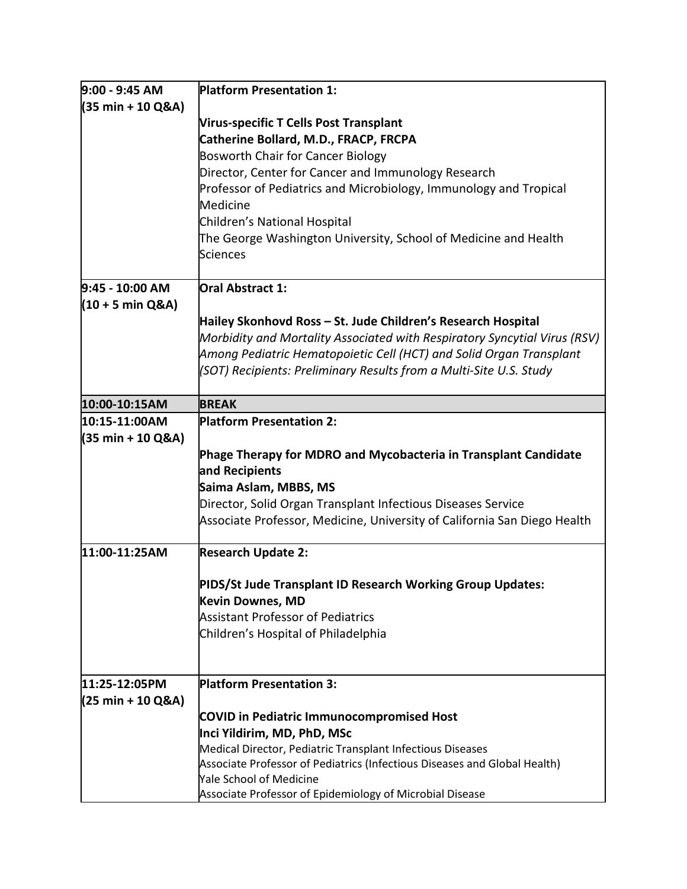| 9:00 - 9:45 AM<br>(35 min + 10 Q&A) | **Platform Presentation 1:**<br><br>**Virus-specific T Cells Post Transplant**<br>**Catherine Bollard, M.D., FRACP, FRCPA**<br>Bosworth Chair for Cancer Biology<br>Director, Center for Cancer and Immunology Research<br>Professor of Pediatrics and Microbiology, Immunology and Tropical Medicine<br>Children's National Hospital<br>The George Washington University, School of Medicine and Health Sciences |
|---|---|
| **9:45 - 10:00 AM**<br>**(10 + 5 min Q&A)** | **Oral Abstract 1:**<br><br>**Hailey Skonhovd Ross – St. Jude Children's Research Hospital**<br>*Morbidity and Mortality Associated with Respiratory Syncytial Virus (RSV) Among Pediatric Hematopoietic Cell (HCT) and Solid Organ Transplant (SOT) Recipients: Preliminary Results from a Multi-Site U.S. Study* |
| **10:00-10:15AM** | **BREAK** |
| **10:15-11:00AM**<br>**(35 min + 10 Q&A)** | **Platform Presentation 2:**<br><br>**Phage Therapy for MDRO and Mycobacteria in Transplant Candidate and Recipients**<br>**Saima Aslam, MBBS, MS**<br>Director, Solid Organ Transplant Infectious Diseases Service<br>Associate Professor, Medicine, University of California San Diego Health |
| **11:00-11:25AM** | **Research Update 2:**<br><br>**PIDS/St Jude Transplant ID Research Working Group Updates:**<br>**Kevin Downes, MD**<br>Assistant Professor of Pediatrics<br>Children's Hospital of Philadelphia |
| **11:25-12:05PM**<br>**(25 min + 10 Q&A)** | **Platform Presentation 3:**<br><br>**COVID in Pediatric Immunocompromised Host**<br>**Inci Yildirim, MD, PhD, MSc**<br>Medical Director, Pediatric Transplant Infectious Diseases<br>Associate Professor of Pediatrics (Infectious Diseases and Global Health)<br>Yale School of Medicine<br>Associate Professor of Epidemiology of Microbial Disease |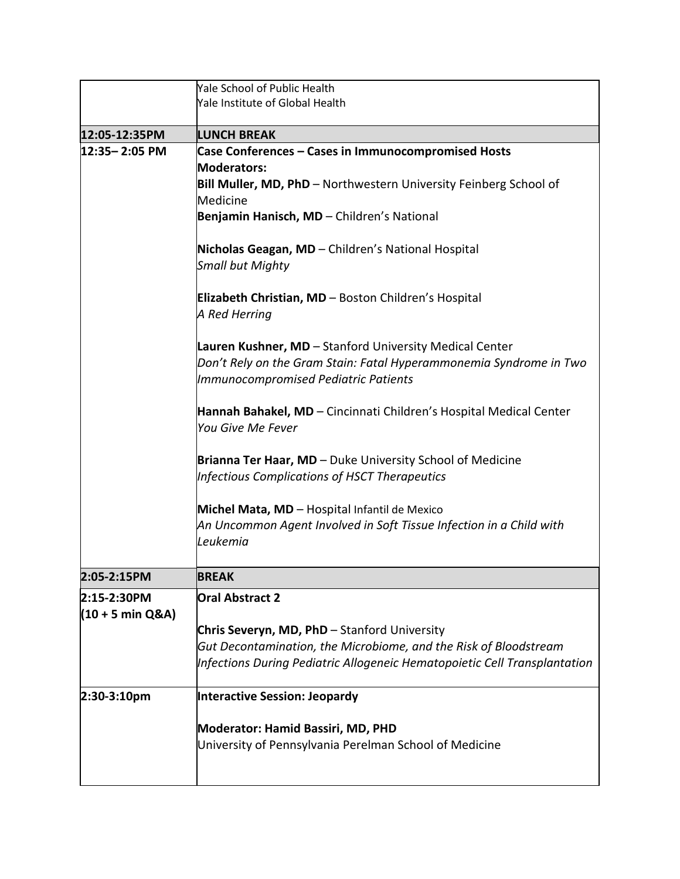| | |
|---|---|
| | Yale School of Public Health<br>Yale Institute of Global Health |
| **12:05-12:35PM** | **LUNCH BREAK** |
| **12:35– 2:05 PM** | **Case Conferences – Cases in Immunocompromised Hosts**<br>**Moderators:**<br>**Bill Muller, MD, PhD** – Northwestern University Feinberg School of Medicine<br>**Benjamin Hanisch, MD** – Children's National<br><br>**Nicholas Geagan, MD** – Children's National Hospital<br>*Small but Mighty*<br><br>**Elizabeth Christian, MD** – Boston Children's Hospital<br>*A Red Herring*<br><br>**Lauren Kushner, MD** – Stanford University Medical Center<br>*Don't Rely on the Gram Stain: Fatal Hyperammonemia Syndrome in Two Immunocompromised Pediatric Patients*<br><br>**Hannah Bahakel, MD** – Cincinnati Children's Hospital Medical Center<br>*You Give Me Fever*<br><br>**Brianna Ter Haar, MD** – Duke University School of Medicine<br>*Infectious Complications of HSCT Therapeutics*<br><br>**Michel Mata, MD** – Hospital Infantil de Mexico<br>*An Uncommon Agent Involved in Soft Tissue Infection in a Child with Leukemia* |
| **2:05-2:15PM** | **BREAK** |
| **2:15-2:30PM (10 + 5 min Q&A)** | **Oral Abstract 2**<br><br>**Chris Severyn, MD, PhD** – Stanford University<br>*Gut Decontamination, the Microbiome, and the Risk of Bloodstream Infections During Pediatric Allogeneic Hematopoietic Cell Transplantation* |
| **2:30-3:10pm** | **Interactive Session: Jeopardy**<br><br>**Moderator: Hamid Bassiri, MD, PHD**<br>University of Pennsylvania Perelman School of Medicine |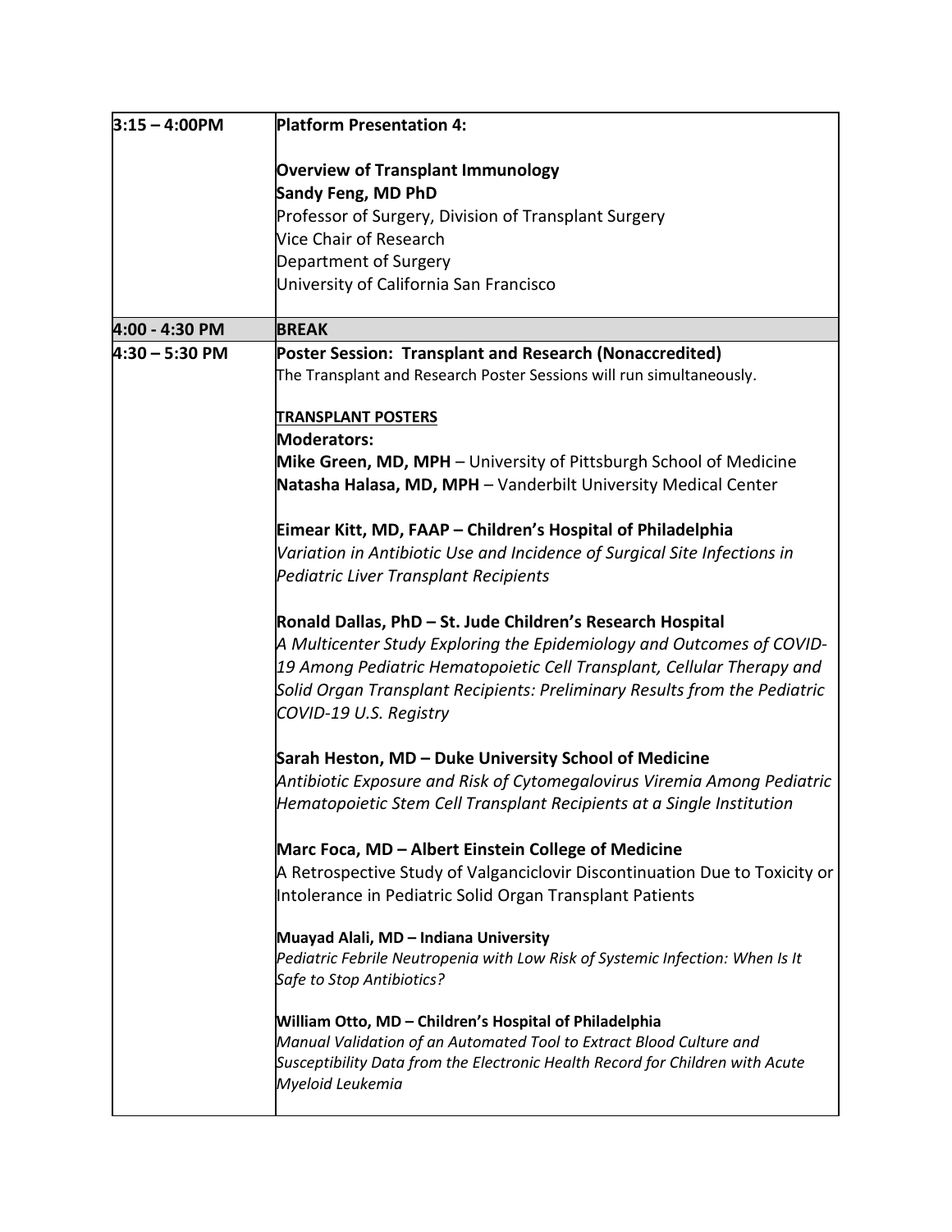| | |
|---|---|
| **3:15 – 4:00PM** | **Platform Presentation 4:**<br><br>**Overview of Transplant Immunology**<br>**Sandy Feng, MD PhD**<br>Professor of Surgery, Division of Transplant Surgery<br>Vice Chair of Research<br>Department of Surgery<br>University of California San Francisco |
| **4:00 - 4:30 PM** | **BREAK** |
| **4:30 – 5:30 PM** | **Poster Session: Transplant and Research (Nonaccredited)**<br>The Transplant and Research Poster Sessions will run simultaneously.<br><br>**TRANSPLANT POSTERS**<br>**Moderators:**<br>**Mike Green, MD, MPH** – University of Pittsburgh School of Medicine<br>**Natasha Halasa, MD, MPH** – Vanderbilt University Medical Center<br><br>**Eimear Kitt, MD, FAAP – Children's Hospital of Philadelphia**<br>*Variation in Antibiotic Use and Incidence of Surgical Site Infections in Pediatric Liver Transplant Recipients*<br><br>**Ronald Dallas, PhD – St. Jude Children's Research Hospital**<br>*A Multicenter Study Exploring the Epidemiology and Outcomes of COVID-19 Among Pediatric Hematopoietic Cell Transplant, Cellular Therapy and Solid Organ Transplant Recipients: Preliminary Results from the Pediatric COVID-19 U.S. Registry*<br><br>**Sarah Heston, MD – Duke University School of Medicine**<br>*Antibiotic Exposure and Risk of Cytomegalovirus Viremia Among Pediatric Hematopoietic Stem Cell Transplant Recipients at a Single Institution*<br><br>**Marc Foca, MD – Albert Einstein College of Medicine**<br>A Retrospective Study of Valganciclovir Discontinuation Due to Toxicity or Intolerance in Pediatric Solid Organ Transplant Patients<br><br>**Muayad Alali, MD – Indiana University**<br>*Pediatric Febrile Neutropenia with Low Risk of Systemic Infection: When Is It Safe to Stop Antibiotics?*<br><br>**William Otto, MD – Children's Hospital of Philadelphia**<br>*Manual Validation of an Automated Tool to Extract Blood Culture and Susceptibility Data from the Electronic Health Record for Children with Acute Myeloid Leukemia* |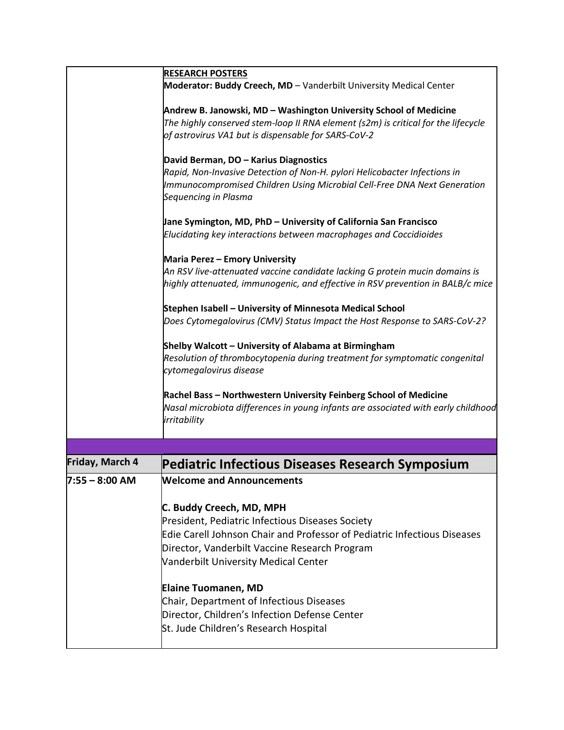| | |
|---|---|
| | **RESEARCH POSTERS**<br>**Moderator: Buddy Creech, MD** – Vanderbilt University Medical Center<br><br>**Andrew B. Janowski, MD – Washington University School of Medicine**<br>*The highly conserved stem-loop II RNA element (s2m) is critical for the lifecycle of astrovirus VA1 but is dispensable for SARS-CoV-2*<br><br>**David Berman, DO – Karius Diagnostics**<br>*Rapid, Non-Invasive Detection of Non-H. pylori Helicobacter Infections in Immunocompromised Children Using Microbial Cell-Free DNA Next Generation Sequencing in Plasma*<br><br>**Jane Symington, MD, PhD – University of California San Francisco**<br>*Elucidating key interactions between macrophages and Coccidioides*<br><br>**Maria Perez – Emory University**<br>*An RSV live-attenuated vaccine candidate lacking G protein mucin domains is highly attenuated, immunogenic, and effective in RSV prevention in BALB/c mice*<br><br>**Stephen Isabell – University of Minnesota Medical School**<br>*Does Cytomegalovirus (CMV) Status Impact the Host Response to SARS-CoV-2?*<br><br>**Shelby Walcott – University of Alabama at Birmingham**<br>*Resolution of thrombocytopenia during treatment for symptomatic congenital cytomegalovirus disease*<br><br>**Rachel Bass – Northwestern University Feinberg School of Medicine**<br>*Nasal microbiota differences in young infants are associated with early childhood irritability* |
| | |
| **Friday, March 4** | **Pediatric Infectious Diseases Research Symposium** |
| **7:55 – 8:00 AM** | **Welcome and Announcements**<br><br>**C. Buddy Creech, MD, MPH**<br>President, Pediatric Infectious Diseases Society<br>Edie Carell Johnson Chair and Professor of Pediatric Infectious Diseases<br>Director, Vanderbilt Vaccine Research Program<br>Vanderbilt University Medical Center<br><br>**Elaine Tuomanen, MD**<br>Chair, Department of Infectious Diseases<br>Director, Children's Infection Defense Center<br>St. Jude Children's Research Hospital |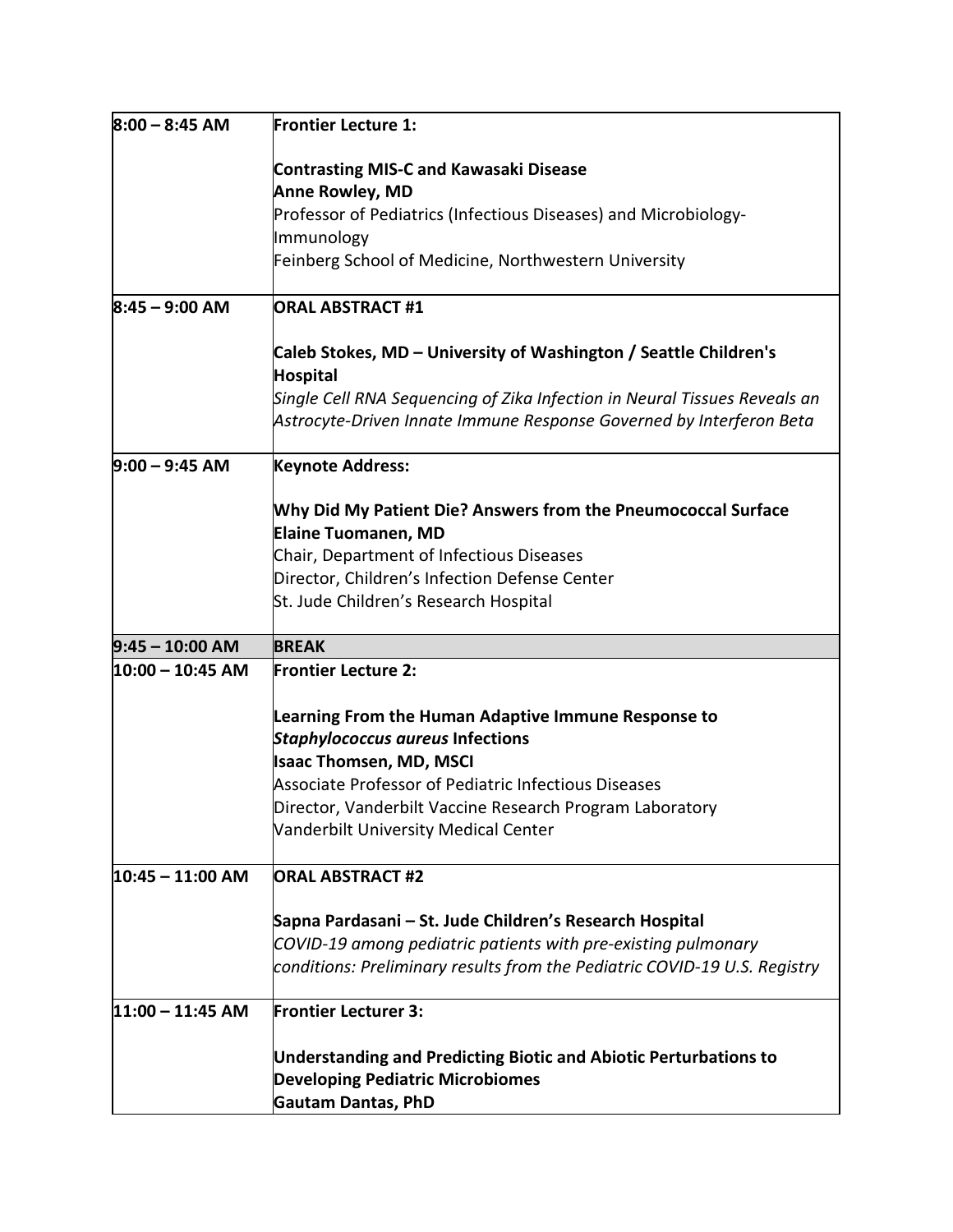| | |
|---|---|
| **8:00 – 8:45 AM** | **Frontier Lecture 1:**<br><br>**Contrasting MIS-C and Kawasaki Disease**<br>**Anne Rowley, MD**<br>Professor of Pediatrics (Infectious Diseases) and Microbiology-Immunology<br>Feinberg School of Medicine, Northwestern University |
| **8:45 – 9:00 AM** | **ORAL ABSTRACT #1**<br><br>**Caleb Stokes, MD – University of Washington / Seattle Children's Hospital**<br>*Single Cell RNA Sequencing of Zika Infection in Neural Tissues Reveals an Astrocyte-Driven Innate Immune Response Governed by Interferon Beta* |
| **9:00 – 9:45 AM** | **Keynote Address:**<br><br>**Why Did My Patient Die? Answers from the Pneumococcal Surface**<br>**Elaine Tuomanen, MD**<br>Chair, Department of Infectious Diseases<br>Director, Children's Infection Defense Center<br>St. Jude Children's Research Hospital |
| **9:45 – 10:00 AM** | **BREAK** |
| **10:00 – 10:45 AM** | **Frontier Lecture 2:**<br><br>**Learning From the Human Adaptive Immune Response to *Staphylococcus aureus* Infections**<br>**Isaac Thomsen, MD, MSCI**<br>Associate Professor of Pediatric Infectious Diseases<br>Director, Vanderbilt Vaccine Research Program Laboratory<br>Vanderbilt University Medical Center |
| **10:45 – 11:00 AM** | **ORAL ABSTRACT #2**<br><br>**Sapna Pardasani – St. Jude Children's Research Hospital**<br>*COVID-19 among pediatric patients with pre-existing pulmonary conditions: Preliminary results from the Pediatric COVID-19 U.S. Registry* |
| **11:00 – 11:45 AM** | **Frontier Lecturer 3:**<br><br>**Understanding and Predicting Biotic and Abiotic Perturbations to Developing Pediatric Microbiomes**<br>**Gautam Dantas, PhD** |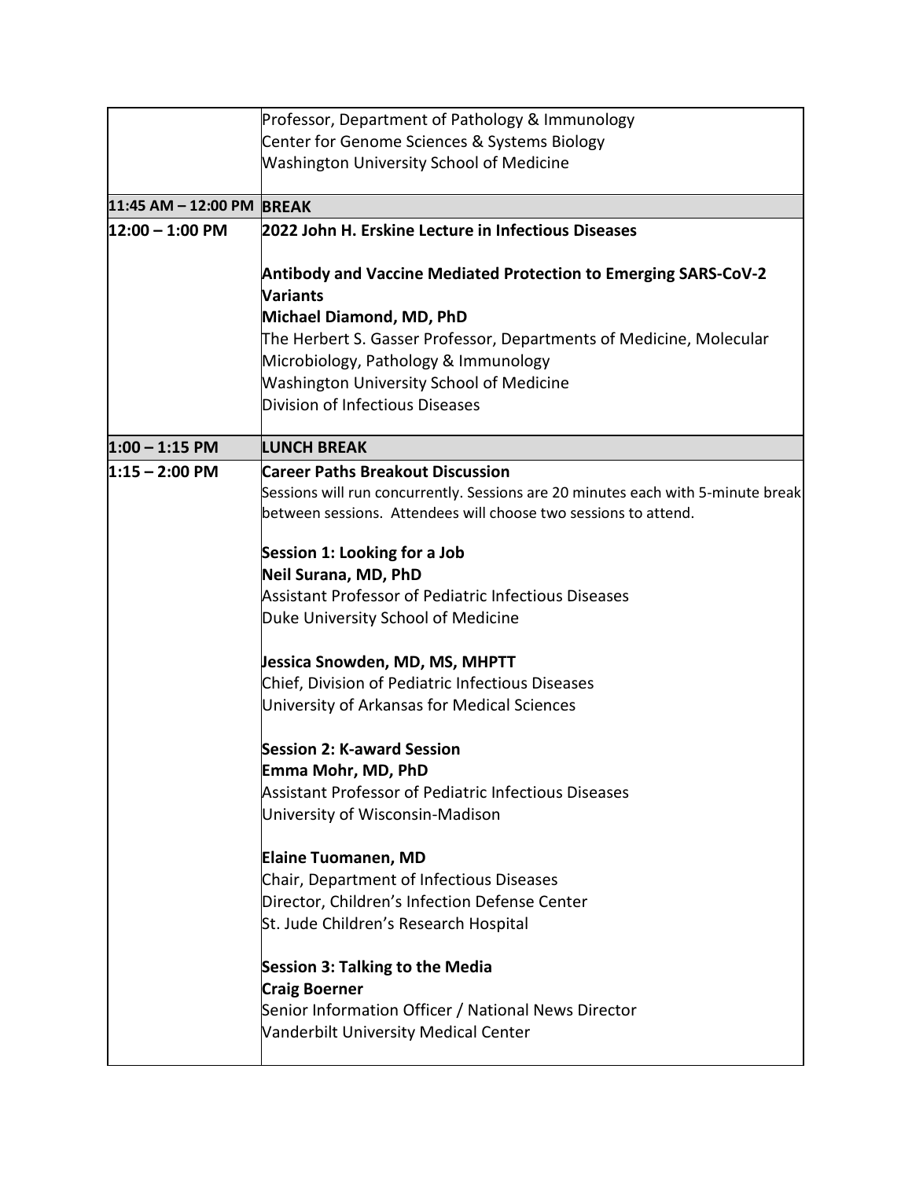| | |
|---|---|
| | Professor, Department of Pathology & Immunology<br>Center for Genome Sciences & Systems Biology<br>Washington University School of Medicine |
| **11:45 AM – 12:00 PM** | **BREAK** |
| **12:00 – 1:00 PM** | **2022 John H. Erskine Lecture in Infectious Diseases**<br><br>**Antibody and Vaccine Mediated Protection to Emerging SARS-CoV-2 Variants**<br>**Michael Diamond, MD, PhD**<br>The Herbert S. Gasser Professor, Departments of Medicine, Molecular Microbiology, Pathology & Immunology<br>Washington University School of Medicine<br>Division of Infectious Diseases |
| **1:00 – 1:15 PM** | **LUNCH BREAK** |
| **1:15 – 2:00 PM** | **Career Paths Breakout Discussion**<br>Sessions will run concurrently. Sessions are 20 minutes each with 5-minute break between sessions. Attendees will choose two sessions to attend.<br><br>**Session 1: Looking for a Job**<br>**Neil Surana, MD, PhD**<br>Assistant Professor of Pediatric Infectious Diseases<br>Duke University School of Medicine<br><br>**Jessica Snowden, MD, MS, MHPTT**<br>Chief, Division of Pediatric Infectious Diseases<br>University of Arkansas for Medical Sciences<br><br>**Session 2: K-award Session**<br>**Emma Mohr, MD, PhD**<br>Assistant Professor of Pediatric Infectious Diseases<br>University of Wisconsin-Madison<br><br>**Elaine Tuomanen, MD**<br>Chair, Department of Infectious Diseases<br>Director, Children's Infection Defense Center<br>St. Jude Children's Research Hospital<br><br>**Session 3: Talking to the Media**<br>**Craig Boerner**<br>Senior Information Officer / National News Director<br>Vanderbilt University Medical Center |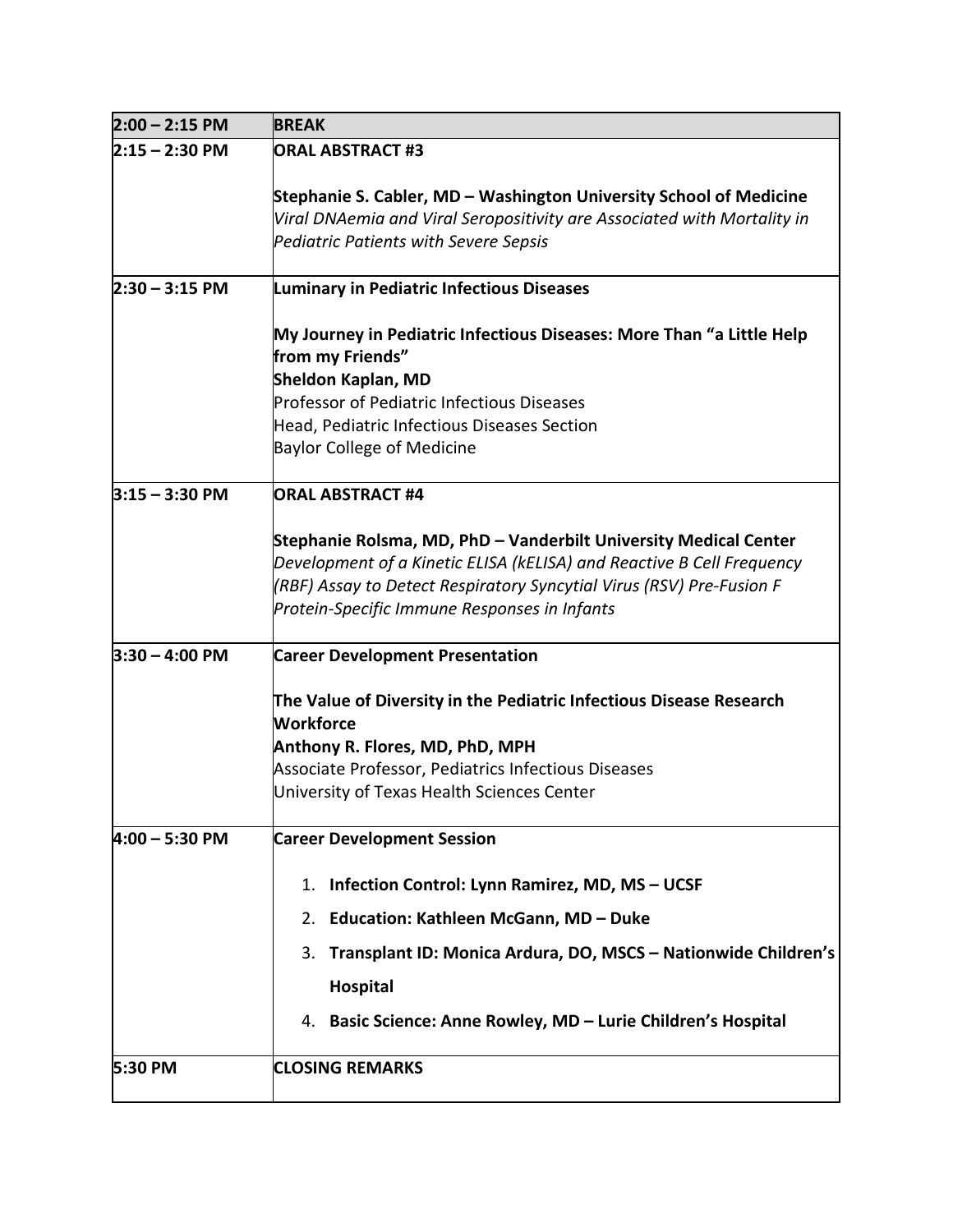| 2:00 – 2:15 PM | BREAK |
|---|---|
| 2:15 – 2:30 PM | **ORAL ABSTRACT #3**<br><br>**Stephanie S. Cabler, MD – Washington University School of Medicine**<br>*Viral DNAemia and Viral Seropositivity are Associated with Mortality in Pediatric Patients with Severe Sepsis* |
| 2:30 – 3:15 PM | **Luminary in Pediatric Infectious Diseases**<br><br>**My Journey in Pediatric Infectious Diseases: More Than "a Little Help from my Friends"**<br>**Sheldon Kaplan, MD**<br>Professor of Pediatric Infectious Diseases<br>Head, Pediatric Infectious Diseases Section<br>Baylor College of Medicine |
| 3:15 – 3:30 PM | **ORAL ABSTRACT #4**<br><br>**Stephanie Rolsma, MD, PhD – Vanderbilt University Medical Center**<br>*Development of a Kinetic ELISA (kELISA) and Reactive B Cell Frequency (RBF) Assay to Detect Respiratory Syncytial Virus (RSV) Pre-Fusion F Protein-Specific Immune Responses in Infants* |
| 3:30 – 4:00 PM | **Career Development Presentation**<br><br>**The Value of Diversity in the Pediatric Infectious Disease Research Workforce**<br>**Anthony R. Flores, MD, PhD, MPH**<br>Associate Professor, Pediatrics Infectious Diseases<br>University of Texas Health Sciences Center |
| 4:00 – 5:30 PM | **Career Development Session**<br><br>1. **Infection Control: Lynn Ramirez, MD, MS – UCSF**<br>2. **Education: Kathleen McGann, MD – Duke**<br>3. **Transplant ID: Monica Ardura, DO, MSCS – Nationwide Children's Hospital**<br>4. **Basic Science: Anne Rowley, MD – Lurie Children's Hospital** |
| 5:30 PM | **CLOSING REMARKS** |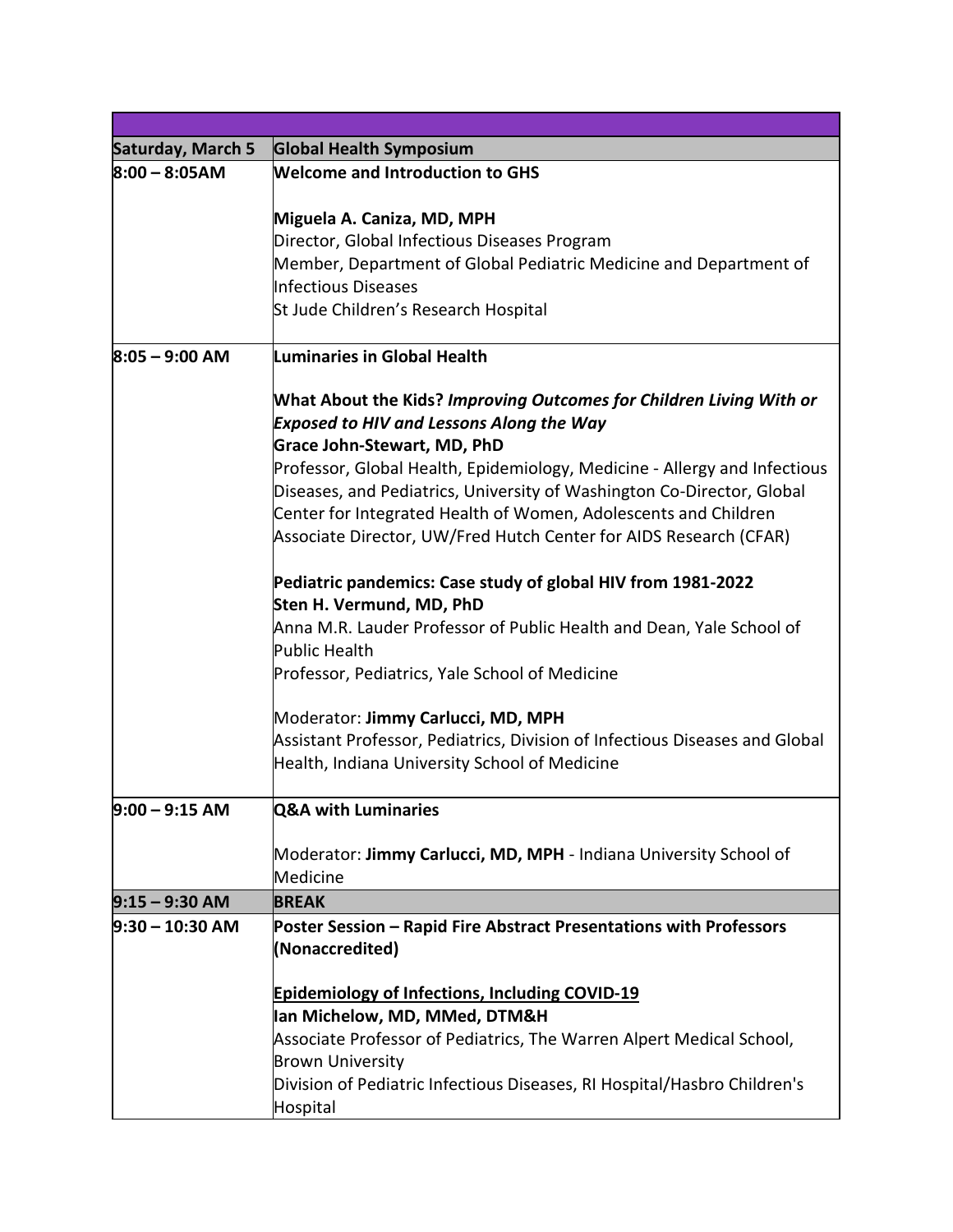| | |
|---|---|
| **Saturday, March 5** | **Global Health Symposium** |
| **8:00 – 8:05AM** | **Welcome and Introduction to GHS**<br><br>**Miguela A. Caniza, MD, MPH**<br>Director, Global Infectious Diseases Program<br>Member, Department of Global Pediatric Medicine and Department of Infectious Diseases<br>St Jude Children's Research Hospital |
| **8:05 – 9:00 AM** | **Luminaries in Global Health**<br><br>**What About the Kids?** ***Improving Outcomes for Children Living With or Exposed to HIV and Lessons Along the Way***<br>**Grace John-Stewart, MD, PhD**<br>Professor, Global Health, Epidemiology, Medicine - Allergy and Infectious Diseases, and Pediatrics, University of Washington Co-Director, Global Center for Integrated Health of Women, Adolescents and Children Associate Director, UW/Fred Hutch Center for AIDS Research (CFAR)<br><br>**Pediatric pandemics: Case study of global HIV from 1981-2022**<br>**Sten H. Vermund, MD, PhD**<br>Anna M.R. Lauder Professor of Public Health and Dean, Yale School of Public Health<br>Professor, Pediatrics, Yale School of Medicine<br><br>Moderator: **Jimmy Carlucci, MD, MPH**<br>Assistant Professor, Pediatrics, Division of Infectious Diseases and Global Health, Indiana University School of Medicine |
| **9:00 – 9:15 AM** | **Q&A with Luminaries**<br><br>Moderator: **Jimmy Carlucci, MD, MPH** - Indiana University School of Medicine |
| **9:15 – 9:30 AM** | **BREAK** |
| **9:30 – 10:30 AM** | **Poster Session – Rapid Fire Abstract Presentations with Professors (Nonaccredited)**<br><br>**<u>Epidemiology of Infections, Including COVID-19</u>**<br>**Ian Michelow, MD, MMed, DTM&H**<br>Associate Professor of Pediatrics, The Warren Alpert Medical School, Brown University<br>Division of Pediatric Infectious Diseases, RI Hospital/Hasbro Children's Hospital |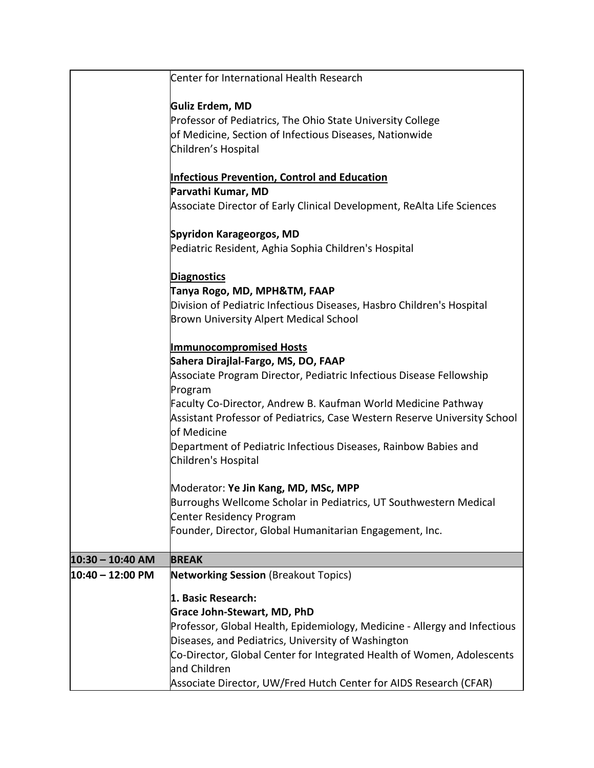| | |
|---|---|
| | Center for International Health Research<br><br>**Guliz Erdem, MD**<br>Professor of Pediatrics, The Ohio State University College of Medicine, Section of Infectious Diseases, Nationwide Children's Hospital<br><br>**<u>Infectious Prevention, Control and Education</u>**<br>**Parvathi Kumar, MD**<br>Associate Director of Early Clinical Development, ReAlta Life Sciences<br><br>**Spyridon Karageorgos, MD**<br>Pediatric Resident, Aghia Sophia Children's Hospital<br><br>**<u>Diagnostics</u>**<br>**Tanya Rogo, MD, MPH&TM, FAAP**<br>Division of Pediatric Infectious Diseases, Hasbro Children's Hospital Brown University Alpert Medical School<br><br>**<u>Immunocompromised Hosts</u>**<br>**Sahera Dirajlal-Fargo, MS, DO, FAAP**<br>Associate Program Director, Pediatric Infectious Disease Fellowship Program<br>Faculty Co-Director, Andrew B. Kaufman World Medicine Pathway<br>Assistant Professor of Pediatrics, Case Western Reserve University School of Medicine<br>Department of Pediatric Infectious Diseases, Rainbow Babies and Children's Hospital<br><br>Moderator: **Ye Jin Kang, MD, MSc, MPP**<br>Burroughs Wellcome Scholar in Pediatrics, UT Southwestern Medical Center Residency Program<br>Founder, Director, Global Humanitarian Engagement, Inc. |
| **10:30 – 10:40 AM** | **BREAK** |
| **10:40 – 12:00 PM** | **Networking Session** (Breakout Topics)<br><br>**1. Basic Research:**<br>**Grace John-Stewart, MD, PhD**<br>Professor, Global Health, Epidemiology, Medicine - Allergy and Infectious Diseases, and Pediatrics, University of Washington<br>Co-Director, Global Center for Integrated Health of Women, Adolescents and Children<br>Associate Director, UW/Fred Hutch Center for AIDS Research (CFAR) |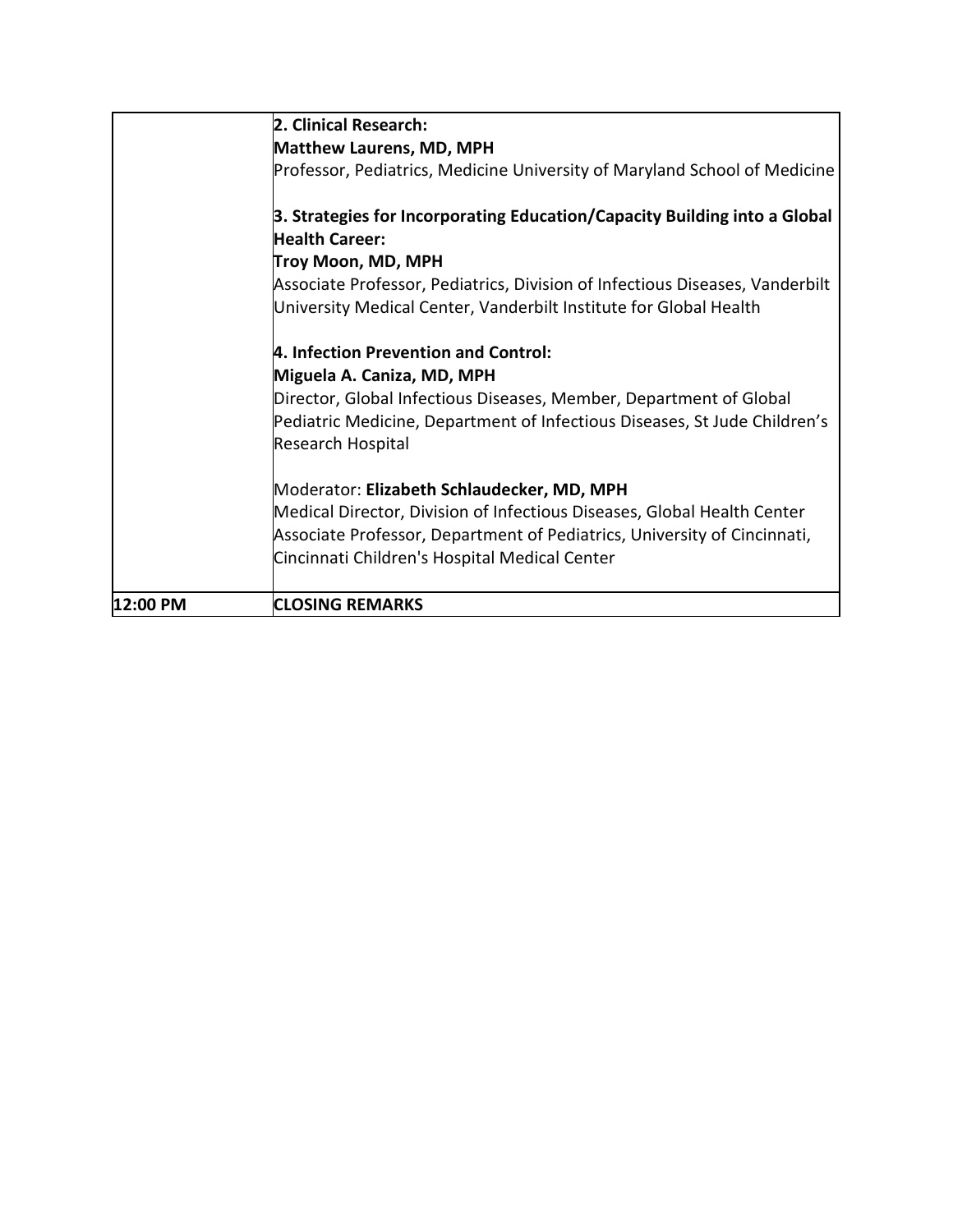| | |
|---|---|
| | **2. Clinical Research:**<br>**Matthew Laurens, MD, MPH**<br>Professor, Pediatrics, Medicine University of Maryland School of Medicine<br><br>**3. Strategies for Incorporating Education/Capacity Building into a Global Health Career:**<br>**Troy Moon, MD, MPH**<br>Associate Professor, Pediatrics, Division of Infectious Diseases, Vanderbilt University Medical Center, Vanderbilt Institute for Global Health<br><br>**4. Infection Prevention and Control:**<br>**Miguela A. Caniza, MD, MPH**<br>Director, Global Infectious Diseases, Member, Department of Global Pediatric Medicine, Department of Infectious Diseases, St Jude Children's Research Hospital<br><br>Moderator: **Elizabeth Schlaudecker, MD, MPH**<br>Medical Director, Division of Infectious Diseases, Global Health Center Associate Professor, Department of Pediatrics, University of Cincinnati, Cincinnati Children's Hospital Medical Center |
| **12:00 PM** | **CLOSING REMARKS** |